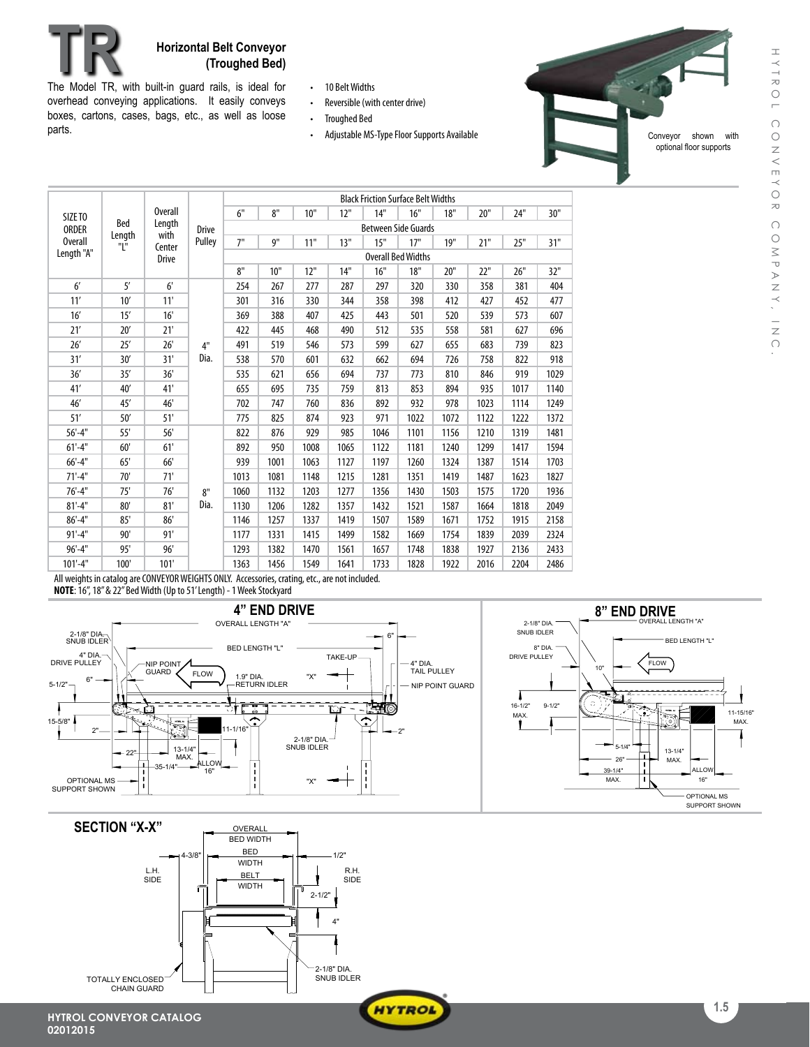# TR

## Horizontal Belt Conveyor (Troughed Bed)

The Model TR, with built-in guard rails, is ideal for overhead conveying applications. It easily conveys boxes, cartons, cases, bags, etc., as well as loose parts.

- 10 Belt Widths
- Reversible (with center drive)
- Troughed Bed
- Adjustable MS-Type Floor Supports Available

Conveyor shown with optional floor supports

| SIZE TO ORDER Overall Length "A" | Bed Length "L" | Overall Length with Center Drive | Drive Pulley | Black Friction Surface Belt Widths | | | | | | | | | |
|---|---|---|---|---|---|---|---|---|---|---|---|---|---|
| | | | | 6" | 8" | 10" | 12" | 14" | 16" | 18" | 20" | 24" | 30" |
| | | | | Between Side Guards | | | | | | | | | |
| | | | | 7" | 9" | 11" | 13" | 15" | 17" | 19" | 21" | 25" | 31" |
| | | | | Overall Bed Widths | | | | | | | | | |
| | | | | 8" | 10" | 12" | 14" | 16" | 18" | 20" | 22" | 26" | 32" |
| 6′ | 5′ | 6' | 4" Dia. | 254 | 267 | 277 | 287 | 297 | 320 | 330 | 358 | 381 | 404 |
| 11′ | 10′ | 11' | | 301 | 316 | 330 | 344 | 358 | 398 | 412 | 427 | 452 | 477 |
| 16′ | 15′ | 16' | | 369 | 388 | 407 | 425 | 443 | 501 | 520 | 539 | 573 | 607 |
| 21′ | 20′ | 21' | | 422 | 445 | 468 | 490 | 512 | 535 | 558 | 581 | 627 | 696 |
| 26′ | 25′ | 26' | | 491 | 519 | 546 | 573 | 599 | 627 | 655 | 683 | 739 | 823 |
| 31′ | 30′ | 31' | | 538 | 570 | 601 | 632 | 662 | 694 | 726 | 758 | 822 | 918 |
| 36′ | 35′ | 36' | | 535 | 621 | 656 | 694 | 737 | 773 | 810 | 846 | 919 | 1029 |
| 41′ | 40′ | 41' | | 655 | 695 | 735 | 759 | 813 | 853 | 894 | 935 | 1017 | 1140 |
| 46′ | 45′ | 46' | | 702 | 747 | 760 | 836 | 892 | 932 | 978 | 1023 | 1114 | 1249 |
| 51′ | 50′ | 51' | | 775 | 825 | 874 | 923 | 971 | 1022 | 1072 | 1122 | 1222 | 1372 |
| 56'-4" | 55' | 56' | 8" Dia. | 822 | 876 | 929 | 985 | 1046 | 1101 | 1156 | 1210 | 1319 | 1481 |
| 61'-4" | 60' | 61' | | 892 | 950 | 1008 | 1065 | 1122 | 1181 | 1240 | 1299 | 1417 | 1594 |
| 66'-4" | 65' | 66' | | 939 | 1001 | 1063 | 1127 | 1197 | 1260 | 1324 | 1387 | 1514 | 1703 |
| 71'-4" | 70' | 71' | | 1013 | 1081 | 1148 | 1215 | 1281 | 1351 | 1419 | 1487 | 1623 | 1827 |
| 76'-4" | 75' | 76' | | 1060 | 1132 | 1203 | 1277 | 1356 | 1430 | 1503 | 1575 | 1720 | 1936 |
| 81'-4" | 80' | 81' | | 1130 | 1206 | 1282 | 1357 | 1432 | 1521 | 1587 | 1664 | 1818 | 2049 |
| 86'-4" | 85' | 86' | | 1146 | 1257 | 1337 | 1419 | 1507 | 1589 | 1671 | 1752 | 1915 | 2158 |
| 91'-4" | 90' | 91' | | 1177 | 1331 | 1415 | 1499 | 1582 | 1669 | 1754 | 1839 | 2039 | 2324 |
| 96'-4" | 95' | 96' | | 1293 | 1382 | 1470 | 1561 | 1657 | 1748 | 1838 | 1927 | 2136 | 2433 |
| 101'-4" | 100' | 101' | | 1363 | 1456 | 1549 | 1641 | 1733 | 1828 | 1922 | 2016 | 2204 | 2486 |

All weights in catalog are CONVEYOR WEIGHTS ONLY. Accessories, crating, etc., are not included.

**NOTE**: 16", 18" & 22" Bed Width (Up to 51' Length) - 1 Week Stockyard

### 4" END DRIVE

OVERALL LENGTH "A" — 6" — BED LENGTH "L" — TAKE-UP — 2-1/8" DIA. SNUB IDLER — 4" DIA. DRIVE PULLEY — NIP POINT GUARD — FLOW — 1.9" DIA. RETURN IDLER — "X" — 4" DIA. TAIL PULLEY — NIP POINT GUARD — 5-1/2" — 6" — 15-5/8" — 2" — 11-1/16" — 2-1/8" DIA. SNUB IDLER — 2" — 22" — 13-1/4" MAX. — 35-1/4" — ALLOW 16" — OPTIONAL MS SUPPORT SHOWN — "X"

### 8" END DRIVE

OVERALL LENGTH "A" — 2-1/8" DIA. SNUB IDLER — BED LENGTH "L" — 8" DIA. DRIVE PULLEY — FLOW — 10" — 16-1/2" MAX. — 9-1/2" — 11-15/16" MAX. — 5-1/4" — 26" — 13-1/4" MAX. — 39-1/4" MAX. — ALLOW 16" — OPTIONAL MS SUPPORT SHOWN

### SECTION "X-X"

OVERALL BED WIDTH — BED WIDTH — BELT WIDTH — 4-3/8" — 1/2" — L.H. SIDE — R.H. SIDE — 2-1/2" — 4" — 2-1/8" DIA. SNUB IDLER — TOTALLY ENCLOSED CHAIN GUARD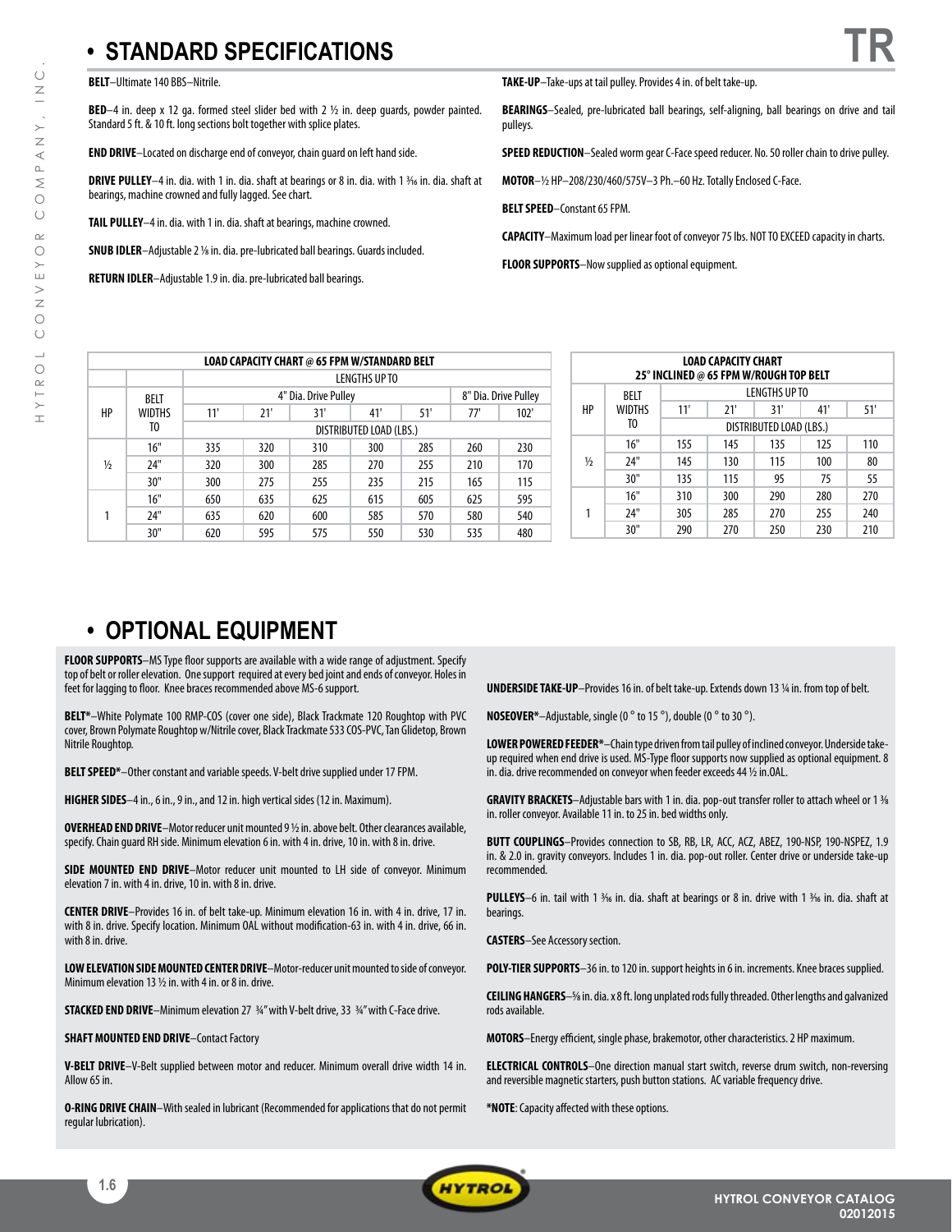# • STANDARD SPECIFICATIONS

**TR**

**BELT**–Ultimate 140 BBS–Nitrile.

**BED**–4 in. deep x 12 ga. formed steel slider bed with 2 ½ in. deep guards, powder painted. Standard 5 ft. & 10 ft. long sections bolt together with splice plates.

**END DRIVE**–Located on discharge end of conveyor, chain guard on left hand side.

**DRIVE PULLEY**–4 in. dia. with 1 in. dia. shaft at bearings or 8 in. dia. with 1 3⁄16 in. dia. shaft at bearings, machine crowned and fully lagged. See chart.

**TAIL PULLEY**–4 in. dia. with 1 in. dia. shaft at bearings, machine crowned.

**SNUB IDLER**–Adjustable 2 ⅛ in. dia. pre-lubricated ball bearings. Guards included.

**RETURN IDLER**–Adjustable 1.9 in. dia. pre-lubricated ball bearings.

**TAKE-UP**–Take-ups at tail pulley. Provides 4 in. of belt take-up.

**BEARINGS**–Sealed, pre-lubricated ball bearings, self-aligning, ball bearings on drive and tail pulleys.

**SPEED REDUCTION**–Sealed worm gear C-Face speed reducer. No. 50 roller chain to drive pulley.

**MOTOR**–½ HP–208/230/460/575V–3 Ph.–60 Hz. Totally Enclosed C-Face.

**BELT SPEED**–Constant 65 FPM.

**CAPACITY**–Maximum load per linear foot of conveyor 75 lbs. NOT TO EXCEED capacity in charts.

**FLOOR SUPPORTS**–Now supplied as optional equipment.

**LOAD CAPACITY CHART @ 65 FPM W/STANDARD BELT**

| HP | BELT WIDTHS TO | LENGTHS UP TO | | | | | | |
|---|---|---|---|---|---|---|---|---|
| | | 4" Dia. Drive Pulley | | | | | 8" Dia. Drive Pulley | |
| | | 11' | 21' | 31' | 41' | 51' | 77' | 102' |
| | | DISTRIBUTED LOAD (LBS.) | | | | | | |
| ½ | 16" | 335 | 320 | 310 | 300 | 285 | 260 | 230 |
| | 24" | 320 | 300 | 285 | 270 | 255 | 210 | 170 |
| | 30" | 300 | 275 | 255 | 235 | 215 | 165 | 115 |
| 1 | 16" | 650 | 635 | 625 | 615 | 605 | 625 | 595 |
| | 24" | 635 | 620 | 600 | 585 | 570 | 580 | 540 |
| | 30" | 620 | 595 | 575 | 550 | 530 | 535 | 480 |

**LOAD CAPACITY CHART 25° INCLINED @ 65 FPM W/ROUGH TOP BELT**

| HP | BELT WIDTHS TO | LENGTHS UP TO | | | | |
|---|---|---|---|---|---|---|
| | | 11' | 21' | 31' | 41' | 51' |
| | | DISTRIBUTED LOAD (LBS.) | | | | |
| ½ | 16" | 155 | 145 | 135 | 125 | 110 |
| | 24" | 145 | 130 | 115 | 100 | 80 |
| | 30" | 135 | 115 | 95 | 75 | 55 |
| 1 | 16" | 310 | 300 | 290 | 280 | 270 |
| | 24" | 305 | 285 | 270 | 255 | 240 |
| | 30" | 290 | 270 | 250 | 230 | 210 |

# • OPTIONAL EQUIPMENT

**FLOOR SUPPORTS**–MS Type floor supports are available with a wide range of adjustment. Specify top of belt or roller elevation. One support required at every bed joint and ends of conveyor. Holes in feet for lagging to floor. Knee braces recommended above MS-6 support.

**BELT***–White Polymate 100 RMP-COS (cover one side), Black Trackmate 120 Roughtop with PVC cover, Brown Polymate Roughtop w/Nitrile cover, Black Trackmate 533 COS-PVC, Tan Glidetop, Brown Nitrile Roughtop.

**BELT SPEED***–Other constant and variable speeds. V-belt drive supplied under 17 FPM.

**HIGHER SIDES**–4 in., 6 in., 9 in., and 12 in. high vertical sides (12 in. Maximum).

**OVERHEAD END DRIVE**–Motor reducer unit mounted 9 ½ in. above belt. Other clearances available, specify. Chain guard RH side. Minimum elevation 6 in. with 4 in. drive, 10 in. with 8 in. drive.

**SIDE MOUNTED END DRIVE**–Motor reducer unit mounted to LH side of conveyor. Minimum elevation 7 in. with 4 in. drive, 10 in. with 8 in. drive.

**CENTER DRIVE**–Provides 16 in. of belt take-up. Minimum elevation 16 in. with 4 in. drive, 17 in. with 8 in. drive. Specify location. Minimum OAL without modification-63 in. with 4 in. drive, 66 in. with 8 in. drive.

**LOW ELEVATION SIDE MOUNTED CENTER DRIVE**–Motor-reducer unit mounted to side of conveyor. Minimum elevation 13 ½ in. with 4 in. or 8 in. drive.

**STACKED END DRIVE**–Minimum elevation 27 ¾" with V-belt drive, 33 ¾" with C-Face drive.

**SHAFT MOUNTED END DRIVE**–Contact Factory

**V-BELT DRIVE**–V-Belt supplied between motor and reducer. Minimum overall drive width 14 in. Allow 65 in.

**O-RING DRIVE CHAIN**–With sealed in lubricant (Recommended for applications that do not permit regular lubrication).

**UNDERSIDE TAKE-UP**–Provides 16 in. of belt take-up. Extends down 13 ¼ in. from top of belt.

**NOSEOVER***–Adjustable, single (0 ° to 15 °), double (0 ° to 30 °).

**LOWER POWERED FEEDER***–Chain type driven from tail pulley of inclined conveyor. Underside take-up required when end drive is used. MS-Type floor supports now supplied as optional equipment. 8 in. dia. drive recommended on conveyor when feeder exceeds 44 ½ in.OAL.

**GRAVITY BRACKETS**–Adjustable bars with 1 in. dia. pop-out transfer roller to attach wheel or 1 ⅜ in. roller conveyor. Available 11 in. to 25 in. bed widths only.

**BUTT COUPLINGS**–Provides connection to SB, RB, LR, ACC, ACZ, ABEZ, 190-NSP, 190-NSPEZ, 1.9 in. & 2.0 in. gravity conveyors. Includes 1 in. dia. pop-out roller. Center drive or underside take-up recommended.

**PULLEYS**–6 in. tail with 1 3⁄16 in. dia. shaft at bearings or 8 in. drive with 1 3⁄16 in. dia. shaft at bearings.

**CASTERS**–See Accessory section.

**POLY-TIER SUPPORTS**–36 in. to 120 in. support heights in 6 in. increments. Knee braces supplied.

**CEILING HANGERS**–⅝ in. dia. x 8 ft. long unplated rods fully threaded. Other lengths and galvanized rods available.

**MOTORS**–Energy efficient, single phase, brakemotor, other characteristics. 2 HP maximum.

**ELECTRICAL CONTROLS**–One direction manual start switch, reverse drum switch, non-reversing and reversible magnetic starters, push button stations. AC variable frequency drive.

***NOTE**: Capacity affected with these options.